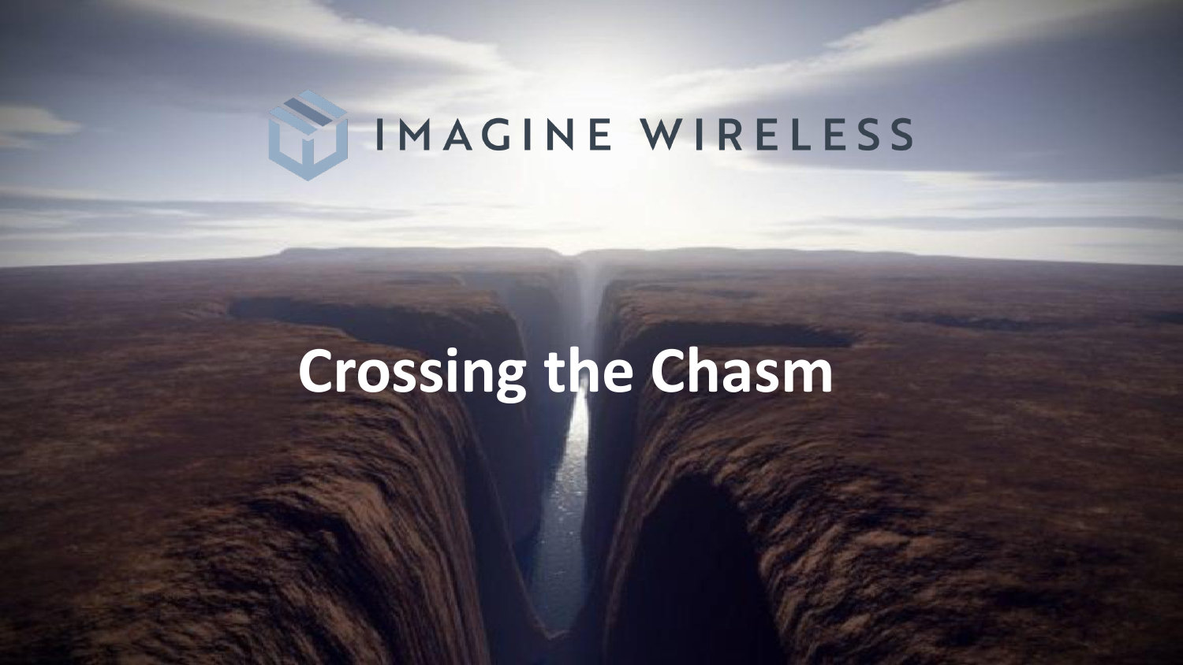IMAGINE WIRELESS

# Crossing the Chasm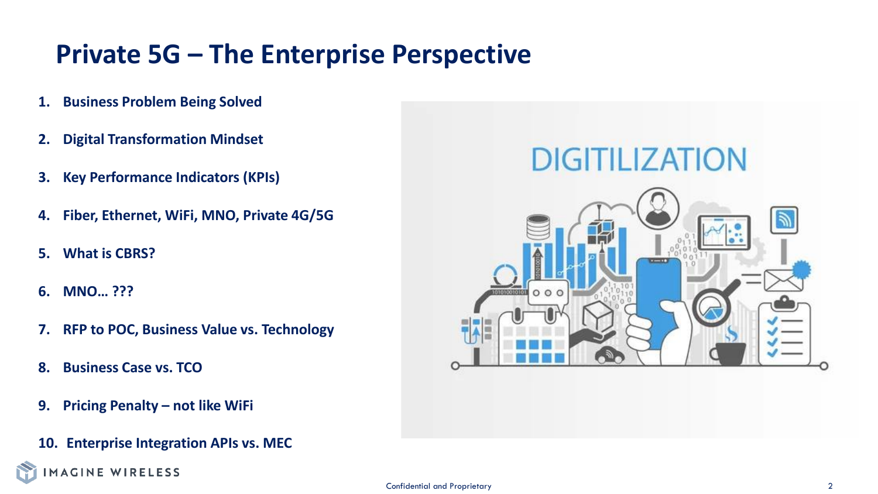# Private 5G – The Enterprise Perspective

1. **Business Problem Being Solved**
2. **Digital Transformation Mindset**
3. **Key Performance Indicators (KPIs)**
4. **Fiber, Ethernet, WiFi, MNO, Private 4G/5G**
5. **What is CBRS?**
6. **MNO… ???**
7. **RFP to POC, Business Value vs. Technology**
8. **Business Case vs. TCO**
9. **Pricing Penalty – not like WiFi**
10. **Enterprise Integration APIs vs. MEC**

IMAGINE WIRELESS

Confidential and Proprietary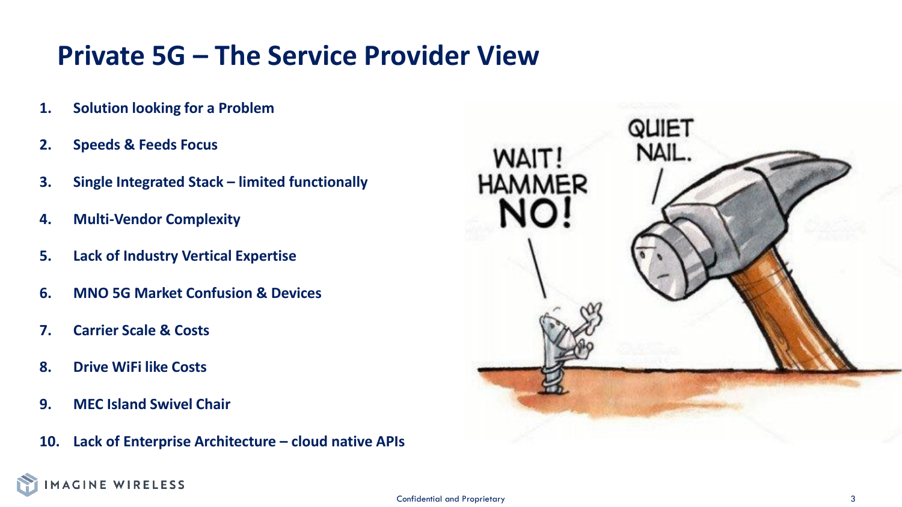# Private 5G – The Service Provider View

1. **Solution looking for a Problem**
2. **Speeds & Feeds Focus**
3. **Single Integrated Stack – limited functionally**
4. **Multi-Vendor Complexity**
5. **Lack of Industry Vertical Expertise**
6. **MNO 5G Market Confusion & Devices**
7. **Carrier Scale & Costs**
8. **Drive WiFi like Costs**
9. **MEC Island Swivel Chair**
10. **Lack of Enterprise Architecture – cloud native APIs**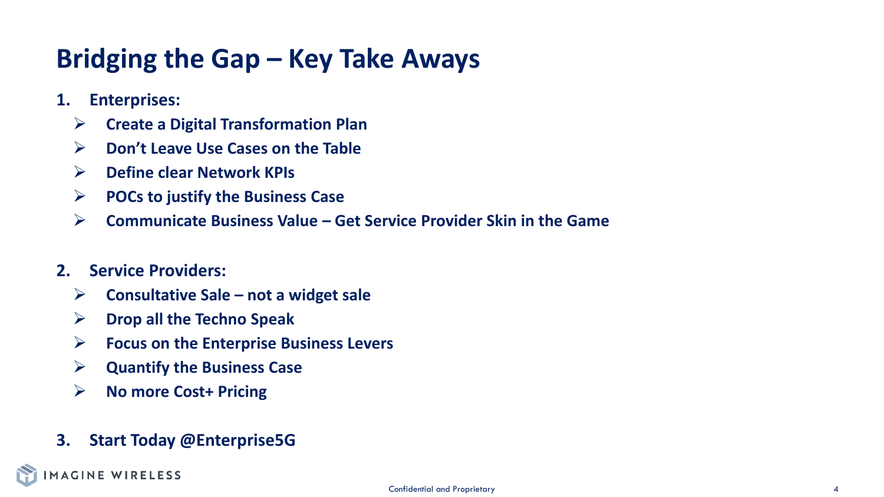# Bridging the Gap – Key Take Aways

1. **Enterprises:**
   - **Create a Digital Transformation Plan**
   - **Don't Leave Use Cases on the Table**
   - **Define clear Network KPIs**
   - **POCs to justify the Business Case**
   - **Communicate Business Value – Get Service Provider Skin in the Game**

2. **Service Providers:**
   - **Consultative Sale – not a widget sale**
   - **Drop all the Techno Speak**
   - **Focus on the Enterprise Business Levers**
   - **Quantify the Business Case**
   - **No more Cost+ Pricing**

3. **Start Today @Enterprise5G**

IMAGINE WIRELESS

Confidential and Proprietary